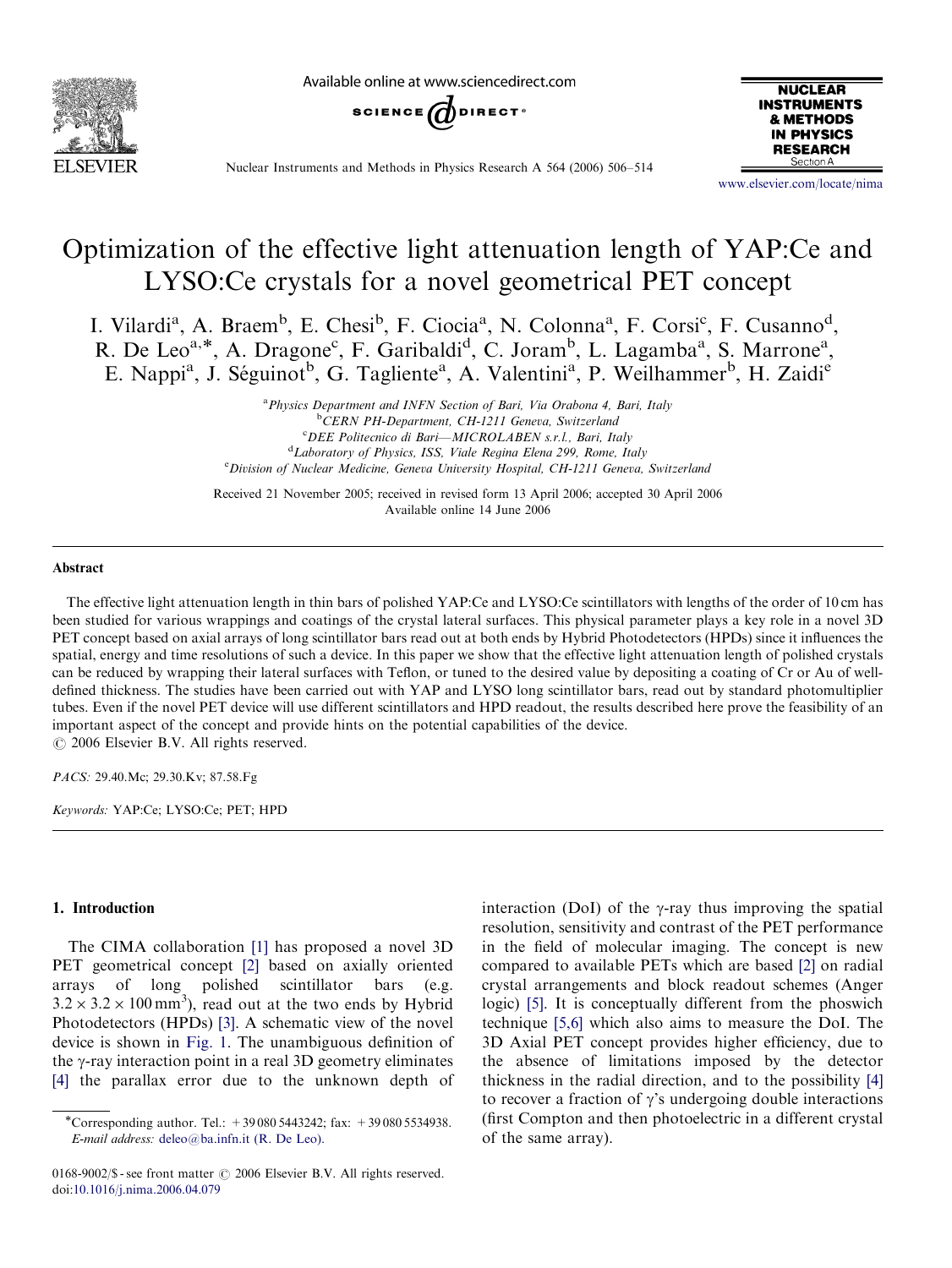# Optimization of the effective light attenuation length of YAP:Ce and LYSO:Ce crystals for a novel geometrical PET concept

I. Vilardi[a], A. Braem[b], E. Chesi[b], F. Ciocia[a], N. Colonna[a], F. Corsi[c], F. Cusanno[d], R. De Leo[a,*], A. Dragone[c], F. Garibaldi[d], C. Joram[b], L. Lagamba[a], S. Marrone[a], E. Nappi[a], J. Séguinot[b], G. Tagliente[a], A. Valentini[a], P. Weilhammer[b], H. Zaidi[e]

[a] Physics Department and INFN Section of Bari, Via Orabona 4, Bari, Italy
[b] CERN PH-Department, CH-1211 Geneva, Switzerland
[c] DEE Politecnico di Bari—MICROLABEN s.r.l., Bari, Italy
[d] Laboratory of Physics, ISS, Viale Regina Elena 299, Rome, Italy
[e] Division of Nuclear Medicine, Geneva University Hospital, CH-1211 Geneva, Switzerland

Received 21 November 2005; received in revised form 13 April 2006; accepted 30 April 2006
Available online 14 June 2006

## Abstract

The effective light attenuation length in thin bars of polished YAP:Ce and LYSO:Ce scintillators with lengths of the order of 10 cm has been studied for various wrappings and coatings of the crystal lateral surfaces. This physical parameter plays a key role in a novel 3D PET concept based on axial arrays of long scintillator bars read out at both ends by Hybrid Photodetectors (HPDs) since it influences the spatial, energy and time resolutions of such a device. In this paper we show that the effective light attenuation length of polished crystals can be reduced by wrapping their lateral surfaces with Teflon, or tuned to the desired value by depositing a coating of Cr or Au of well-defined thickness. The studies have been carried out with YAP and LYSO long scintillator bars, read out by standard photomultiplier tubes. Even if the novel PET device will use different scintillators and HPD readout, the results described here prove the feasibility of an important aspect of the concept and provide hints on the potential capabilities of the device.
© 2006 Elsevier B.V. All rights reserved.

*PACS:* 29.40.Mc; 29.30.Kv; 87.58.Fg

*Keywords:* YAP:Ce; LYSO:Ce; PET; HPD

## 1. Introduction

The CIMA collaboration [1] has proposed a novel 3D PET geometrical concept [2] based on axially oriented arrays of long polished scintillator bars (e.g. $3.2 \times 3.2 \times 100\,\text{mm}^3$), read out at the two ends by Hybrid Photodetectors (HPDs) [3]. A schematic view of the novel device is shown in Fig. 1. The unambiguous definition of the γ-ray interaction point in a real 3D geometry eliminates [4] the parallax error due to the unknown depth of interaction (DoI) of the γ-ray thus improving the spatial resolution, sensitivity and contrast of the PET performance in the field of molecular imaging. The concept is new compared to available PETs which are based [2] on radial crystal arrangements and block readout schemes (Anger logic) [5]. It is conceptually different from the phoswich technique [5,6] which also aims to measure the DoI. The 3D Axial PET concept provides higher efficiency, due to the absence of limitations imposed by the detector thickness in the radial direction, and to the possibility [4] to recover a fraction of γ's undergoing double interactions (first Compton and then photoelectric in a different crystal of the same array).

*Corresponding author. Tel.: +39 080 5443242; fax: +39 080 5534938.
E-mail address: deleo@ba.infn.it (R. De Leo).

0168-9002/$ - see front matter © 2006 Elsevier B.V. All rights reserved.
doi:10.1016/j.nima.2006.04.079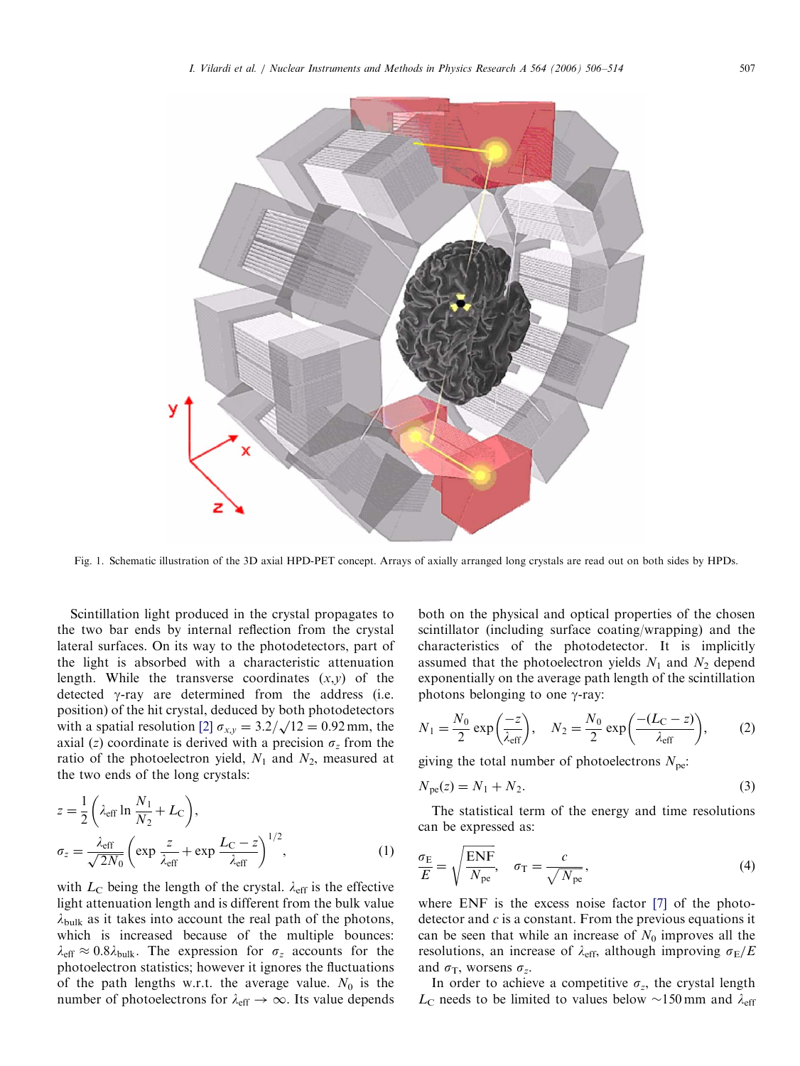Fig. 1. Schematic illustration of the 3D axial HPD-PET concept. Arrays of axially arranged long crystals are read out on both sides by HPDs.

Scintillation light produced in the crystal propagates to the two bar ends by internal reflection from the crystal lateral surfaces. On its way to the photodetectors, part of the light is absorbed with a characteristic attenuation length. While the transverse coordinates $(x,y)$ of the detected $\gamma$-ray are determined from the address (i.e. position) of the hit crystal, deduced by both photodetectors with a spatial resolution [2] $\sigma_{x,y} = 3.2/\sqrt{12} = 0.92\,\text{mm}$, the axial ($z$) coordinate is derived with a precision $\sigma_z$ from the ratio of the photoelectron yield, $N_1$ and $N_2$, measured at the two ends of the long crystals:

$$z = \frac{1}{2}\left(\lambda_{\text{eff}} \ln \frac{N_1}{N_2} + L_C\right),$$
$$\sigma_z = \frac{\lambda_{\text{eff}}}{\sqrt{2N_0}}\left(\exp\frac{z}{\lambda_{\text{eff}}} + \exp\frac{L_C - z}{\lambda_{\text{eff}}}\right)^{1/2}, \tag{1}$$

with $L_C$ being the length of the crystal. $\lambda_{\text{eff}}$ is the effective light attenuation length and is different from the bulk value $\lambda_{\text{bulk}}$ as it takes into account the real path of the photons, which is increased because of the multiple bounces: $\lambda_{\text{eff}} \approx 0.8\lambda_{\text{bulk}}$. The expression for $\sigma_z$ accounts for the photoelectron statistics; however it ignores the fluctuations of the path lengths w.r.t. the average value. $N_0$ is the number of photoelectrons for $\lambda_{\text{eff}} \to \infty$. Its value depends both on the physical and optical properties of the chosen scintillator (including surface coating/wrapping) and the characteristics of the photodetector. It is implicitly assumed that the photoelectron yields $N_1$ and $N_2$ depend exponentially on the average path length of the scintillation photons belonging to one $\gamma$-ray:

$$N_1 = \frac{N_0}{2}\exp\left(\frac{-z}{\lambda_{\text{eff}}}\right), \quad N_2 = \frac{N_0}{2}\exp\left(\frac{-(L_C - z)}{\lambda_{\text{eff}}}\right), \tag{2}$$

giving the total number of photoelectrons $N_{\text{pe}}$:

$$N_{\text{pe}}(z) = N_1 + N_2. \tag{3}$$

The statistical term of the energy and time resolutions can be expressed as:

$$\frac{\sigma_E}{E} = \sqrt{\frac{\text{ENF}}{N_{\text{pe}}}}, \quad \sigma_T = \frac{c}{\sqrt{N_{\text{pe}}}}, \tag{4}$$

where ENF is the excess noise factor [7] of the photodetector and $c$ is a constant. From the previous equations it can be seen that while an increase of $N_0$ improves all the resolutions, an increase of $\lambda_{\text{eff}}$, although improving $\sigma_E/E$ and $\sigma_T$, worsens $\sigma_z$.

In order to achieve a competitive $\sigma_z$, the crystal length $L_C$ needs to be limited to values below ~150 mm and $\lambda_{\text{eff}}$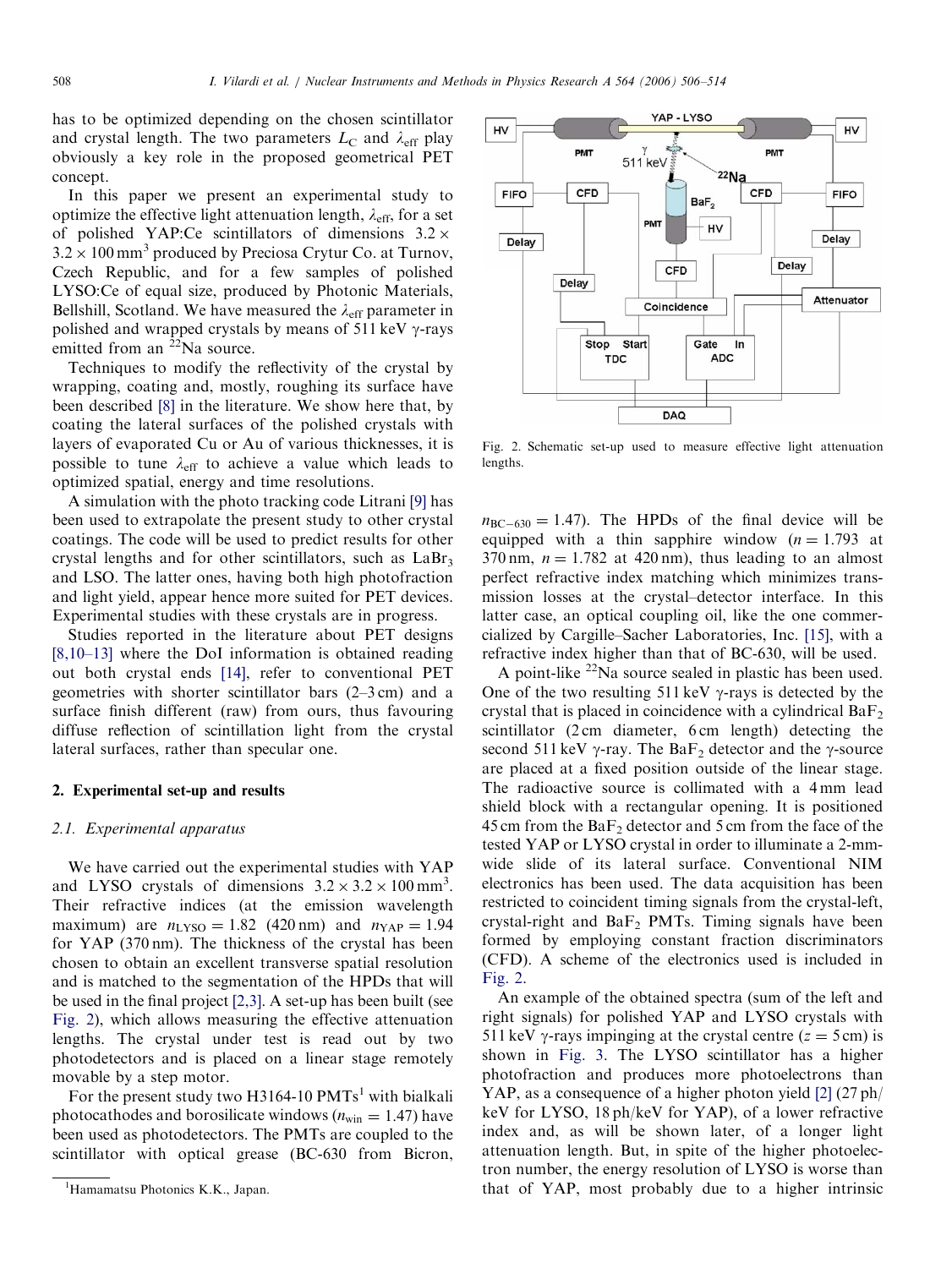has to be optimized depending on the chosen scintillator and crystal length. The two parameters $L_C$ and $\lambda_{eff}$ play obviously a key role in the proposed geometrical PET concept.

In this paper we present an experimental study to optimize the effective light attenuation length, $\lambda_{eff}$, for a set of polished YAP:Ce scintillators of dimensions $3.2 \times 3.2 \times 100\,mm^3$ produced by Preciosa Crytur Co. at Turnov, Czech Republic, and for a few samples of polished LYSO:Ce of equal size, produced by Photonic Materials, Bellshill, Scotland. We have measured the $\lambda_{eff}$ parameter in polished and wrapped crystals by means of 511 keV γ-rays emitted from an $^{22}$Na source.

Techniques to modify the reflectivity of the crystal by wrapping, coating and, mostly, roughing its surface have been described [8] in the literature. We show here that, by coating the lateral surfaces of the polished crystals with layers of evaporated Cu or Au of various thicknesses, it is possible to tune $\lambda_{eff}$ to achieve a value which leads to optimized spatial, energy and time resolutions.

A simulation with the photo tracking code Litrani [9] has been used to extrapolate the present study to other crystal coatings. The code will be used to predict results for other crystal lengths and for other scintillators, such as $LaBr_3$ and LSO. The latter ones, having both high photofraction and light yield, appear hence more suited for PET devices. Experimental studies with these crystals are in progress.

Studies reported in the literature about PET designs [8,10–13] where the DoI information is obtained reading out both crystal ends [14], refer to conventional PET geometries with shorter scintillator bars (2–3 cm) and a surface finish different (raw) from ours, thus favouring diffuse reflection of scintillation light from the crystal lateral surfaces, rather than specular one.

## 2. Experimental set-up and results

### 2.1. Experimental apparatus

We have carried out the experimental studies with YAP and LYSO crystals of dimensions $3.2 \times 3.2 \times 100\,mm^3$. Their refractive indices (at the emission wavelength maximum) are $n_{LYSO} = 1.82$ (420 nm) and $n_{YAP} = 1.94$ for YAP (370 nm). The thickness of the crystal has been chosen to obtain an excellent transverse spatial resolution and is matched to the segmentation of the HPDs that will be used in the final project [2,3]. A set-up has been built (see Fig. 2), which allows measuring the effective attenuation lengths. The crystal under test is read out by two photodetectors and is placed on a linear stage remotely movable by a step motor.

For the present study two H3164-10 PMTs[1] with bialkali photocathodes and borosilicate windows ($n_{win} = 1.47$) have been used as photodetectors. The PMTs are coupled to the scintillator with optical grease (BC-630 from Bicron, $n_{BC-630} = 1.47$). The HPDs of the final device will be equipped with a thin sapphire window ($n = 1.793$ at 370 nm, $n = 1.782$ at 420 nm), thus leading to an almost perfect refractive index matching which minimizes transmission losses at the crystal–detector interface. In this latter case, an optical coupling oil, like the one commercialized by Cargille–Sacher Laboratories, Inc. [15], with a refractive index higher than that of BC-630, will be used.

Fig. 2. Schematic set-up used to measure effective light attenuation lengths.

A point-like $^{22}$Na source sealed in plastic has been used. One of the two resulting 511 keV γ-rays is detected by the crystal that is placed in coincidence with a cylindrical $BaF_2$ scintillator (2 cm diameter, 6 cm length) detecting the second 511 keV γ-ray. The $BaF_2$ detector and the γ-source are placed at a fixed position outside of the linear stage. The radioactive source is collimated with a 4 mm lead shield block with a rectangular opening. It is positioned 45 cm from the $BaF_2$ detector and 5 cm from the face of the tested YAP or LYSO crystal in order to illuminate a 2-mm-wide slide of its lateral surface. Conventional NIM electronics has been used. The data acquisition has been restricted to coincident timing signals from the crystal-left, crystal-right and $BaF_2$ PMTs. Timing signals have been formed by employing constant fraction discriminators (CFD). A scheme of the electronics used is included in Fig. 2.

An example of the obtained spectra (sum of the left and right signals) for polished YAP and LYSO crystals with 511 keV γ-rays impinging at the crystal centre ($z = 5$ cm) is shown in Fig. 3. The LYSO scintillator has a higher photofraction and produces more photoelectrons than YAP, as a consequence of a higher photon yield [2] (27 ph/keV for LYSO, 18 ph/keV for YAP), of a lower refractive index and, as will be shown later, of a longer light attenuation length. But, in spite of the higher photoelectron number, the energy resolution of LYSO is worse than that of YAP, most probably due to a higher intrinsic

[1] Hamamatsu Photonics K.K., Japan.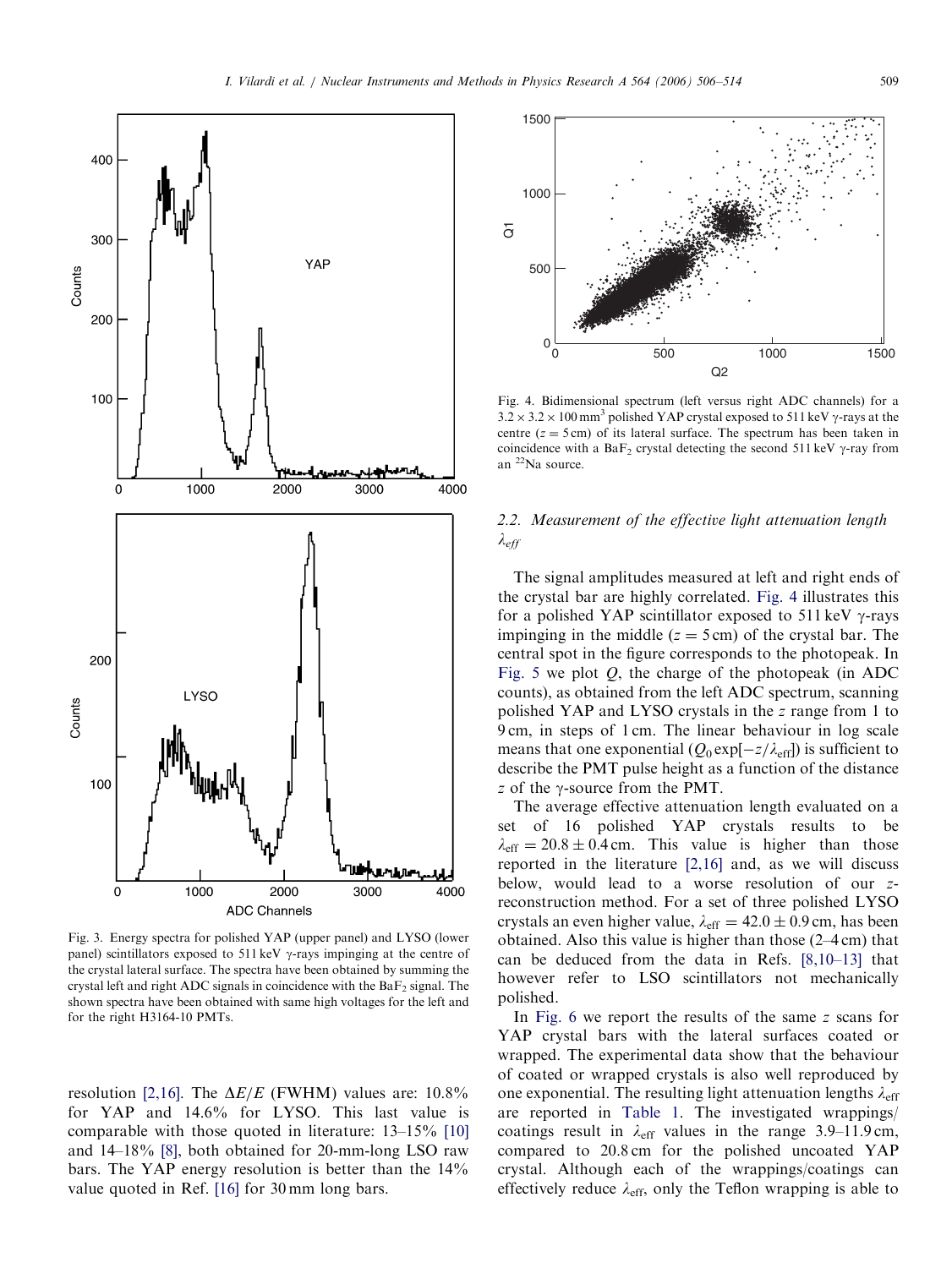Fig. 3. Energy spectra for polished YAP (upper panel) and LYSO (lower panel) scintillators exposed to 511 keV γ-rays impinging at the centre of the crystal lateral surface. The spectra have been obtained by summing the crystal left and right ADC signals in coincidence with the $BaF_2$ signal. The shown spectra have been obtained with same high voltages for the left and for the right H3164-10 PMTs.

resolution [2,16]. The $\Delta E/E$ (FWHM) values are: 10.8% for YAP and 14.6% for LYSO. This last value is comparable with those quoted in literature: 13–15% [10] and 14–18% [8], both obtained for 20-mm-long LSO raw bars. The YAP energy resolution is better than the 14% value quoted in Ref. [16] for 30 mm long bars.

Fig. 4. Bidimensional spectrum (left versus right ADC channels) for a $3.2 \times 3.2 \times 100\,\text{mm}^3$ polished YAP crystal exposed to 511 keV γ-rays at the centre ($z = 5\,\text{cm}$) of its lateral surface. The spectrum has been taken in coincidence with a $BaF_2$ crystal detecting the second 511 keV γ-ray from an $^{22}$Na source.

### 2.2. Measurement of the effective light attenuation length $\lambda_{eff}$

The signal amplitudes measured at left and right ends of the crystal bar are highly correlated. Fig. 4 illustrates this for a polished YAP scintillator exposed to 511 keV γ-rays impinging in the middle ($z = 5\,\text{cm}$) of the crystal bar. The central spot in the figure corresponds to the photopeak. In Fig. 5 we plot $Q$, the charge of the photopeak (in ADC counts), as obtained from the left ADC spectrum, scanning polished YAP and LYSO crystals in the $z$ range from 1 to 9 cm, in steps of 1 cm. The linear behaviour in log scale means that one exponential ($Q_0 \exp[-z/\lambda_{eff}]$) is sufficient to describe the PMT pulse height as a function of the distance $z$ of the γ-source from the PMT.

The average effective attenuation length evaluated on a set of 16 polished YAP crystals results to be $\lambda_{eff} = 20.8 \pm 0.4\,\text{cm}$. This value is higher than those reported in the literature [2,16] and, as we will discuss below, would lead to a worse resolution of our $z$-reconstruction method. For a set of three polished LYSO crystals an even higher value, $\lambda_{eff} = 42.0 \pm 0.9\,\text{cm}$, has been obtained. Also this value is higher than those (2–4 cm) that can be deduced from the data in Refs. [8,10–13] that however refer to LSO scintillators not mechanically polished.

In Fig. 6 we report the results of the same $z$ scans for YAP crystal bars with the lateral surfaces coated or wrapped. The experimental data show that the behaviour of coated or wrapped crystals is also well reproduced by one exponential. The resulting light attenuation lengths $\lambda_{eff}$ are reported in Table 1. The investigated wrappings/coatings result in $\lambda_{eff}$ values in the range 3.9–11.9 cm, compared to 20.8 cm for the polished uncoated YAP crystal. Although each of the wrappings/coatings can effectively reduce $\lambda_{eff}$, only the Teflon wrapping is able to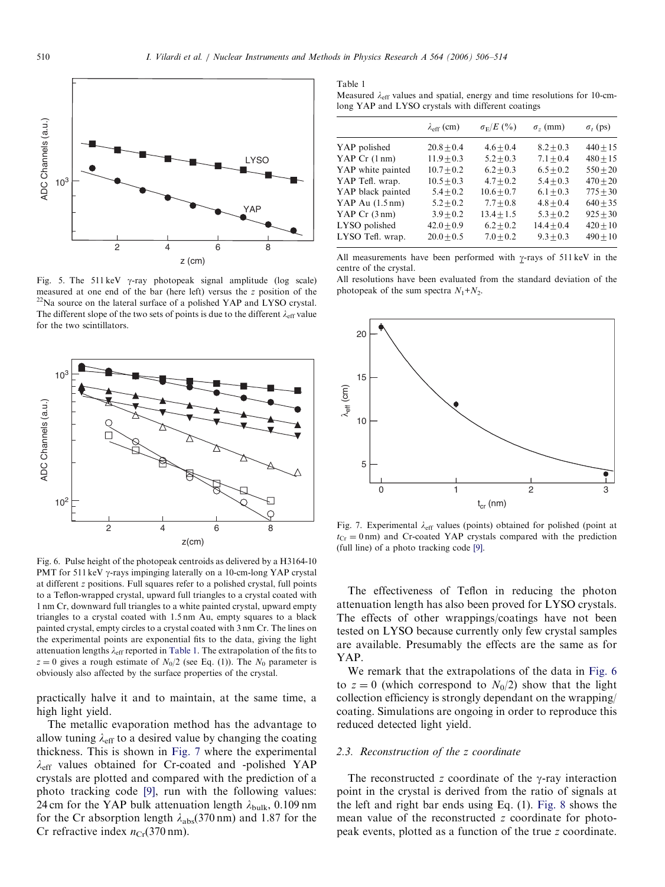Fig. 5. The 511 keV γ-ray photopeak signal amplitude (log scale) measured at one end of the bar (here left) versus the $z$ position of the $^{22}$Na source on the lateral surface of a polished YAP and LYSO crystal. The different slope of the two sets of points is due to the different $\lambda_{\text{eff}}$ value for the two scintillators.

Fig. 6. Pulse height of the photopeak centroids as delivered by a H3164-10 PMT for 511 keV γ-rays impinging laterally on a 10-cm-long YAP crystal at different $z$ positions. Full squares refer to a polished crystal, full points to a Teflon-wrapped crystal, upward full triangles to a crystal coated with 1 nm Cr, downward full triangles to a white painted crystal, upward empty triangles to a crystal coated with 1.5 nm Au, empty squares to a black painted crystal, empty circles to a crystal coated with 3 nm Cr. The lines on the experimental points are exponential fits to the data, giving the light attenuation lengths $\lambda_{\text{eff}}$ reported in Table 1. The extrapolation of the fits to $z = 0$ gives a rough estimate of $N_0/2$ (see Eq. (1)). The $N_0$ parameter is obviously also affected by the surface properties of the crystal.

practically halve it and to maintain, at the same time, a high light yield.

The metallic evaporation method has the advantage to allow tuning $\lambda_{\text{eff}}$ to a desired value by changing the coating thickness. This is shown in Fig. 7 where the experimental $\lambda_{\text{eff}}$ values obtained for Cr-coated and -polished YAP crystals are plotted and compared with the prediction of a photo tracking code [9], run with the following values: 24 cm for the YAP bulk attenuation length $\lambda_{\text{bulk}}$, 0.109 nm for the Cr absorption length $\lambda_{\text{abs}}(370\,\text{nm})$ and 1.87 for the Cr refractive index $n_{\text{Cr}}(370\,\text{nm})$.

Table 1
Measured $\lambda_{\text{eff}}$ values and spatial, energy and time resolutions for 10-cm-long YAP and LYSO crystals with different coatings

| | $\lambda_{\text{eff}}$ (cm) | $\sigma_E/E$ (%) | $\sigma_z$ (mm) | $\sigma_t$ (ps) |
|---|---|---|---|---|
| YAP polished | $20.8 \pm 0.4$ | $4.6 \pm 0.4$ | $8.2 \pm 0.3$ | $440 \pm 15$ |
| YAP Cr (1 nm) | $11.9 \pm 0.3$ | $5.2 \pm 0.3$ | $7.1 \pm 0.4$ | $480 \pm 15$ |
| YAP white painted | $10.7 \pm 0.2$ | $6.2 \pm 0.3$ | $6.5 \pm 0.2$ | $550 \pm 20$ |
| YAP Tefl. wrap. | $10.5 \pm 0.3$ | $4.7 \pm 0.2$ | $5.4 \pm 0.3$ | $470 \pm 20$ |
| YAP black painted | $5.4 \pm 0.2$ | $10.6 \pm 0.7$ | $6.1 \pm 0.3$ | $775 \pm 30$ |
| YAP Au (1.5 nm) | $5.2 \pm 0.2$ | $7.7 \pm 0.8$ | $4.8 \pm 0.4$ | $640 \pm 35$ |
| YAP Cr (3 nm) | $3.9 \pm 0.2$ | $13.4 \pm 1.5$ | $5.3 \pm 0.2$ | $925 \pm 30$ |
| LYSO polished | $42.0 \pm 0.9$ | $6.2 \pm 0.2$ | $14.4 \pm 0.4$ | $420 \pm 10$ |
| LYSO Tefl. wrap. | $20.0 \pm 0.5$ | $7.0 \pm 0.2$ | $9.3 \pm 0.3$ | $490 \pm 10$ |

All measurements have been performed with γ-rays of 511 keV in the centre of the crystal.
All resolutions have been evaluated from the standard deviation of the photopeak of the sum spectra $N_1+N_2$.

Fig. 7. Experimental $\lambda_{\text{eff}}$ values (points) obtained for polished (point at $t_{\text{Cr}} = 0$ nm) and Cr-coated YAP crystals compared with the prediction (full line) of a photo tracking code [9].

The effectiveness of Teflon in reducing the photon attenuation length has also been proved for LYSO crystals. The effects of other wrappings/coatings have not been tested on LYSO because currently only few crystal samples are available. Presumably the effects are the same as for YAP.

We remark that the extrapolations of the data in Fig. 6 to $z = 0$ (which correspond to $N_0/2$) show that the light collection efficiency is strongly dependant on the wrapping/coating. Simulations are ongoing in order to reproduce this reduced detected light yield.

### 2.3. Reconstruction of the z coordinate

The reconstructed $z$ coordinate of the γ-ray interaction point in the crystal is derived from the ratio of signals at the left and right bar ends using Eq. (1). Fig. 8 shows the mean value of the reconstructed $z$ coordinate for photopeak events, plotted as a function of the true $z$ coordinate.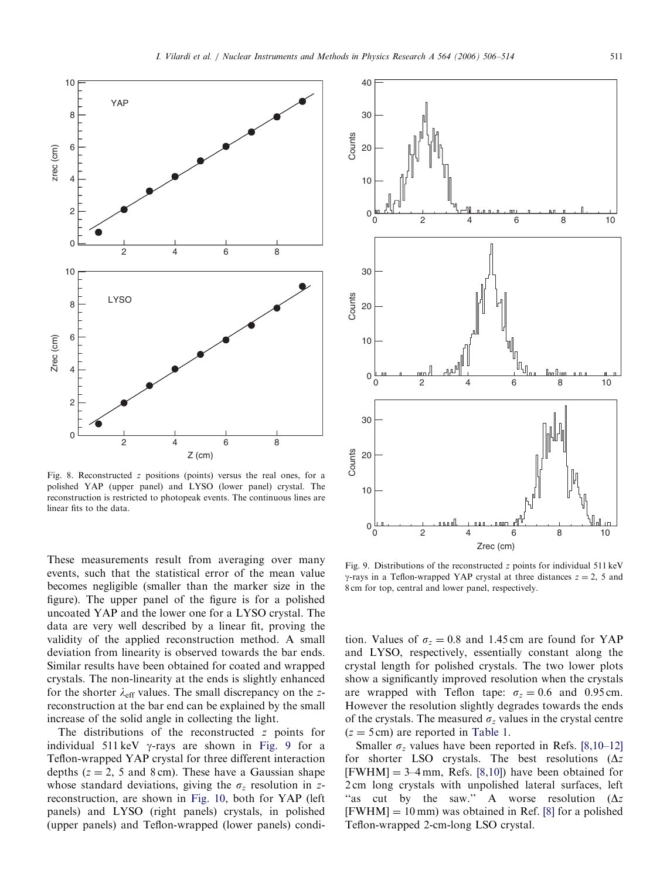Fig. 8. Reconstructed $z$ positions (points) versus the real ones, for a polished YAP (upper panel) and LYSO (lower panel) crystal. The reconstruction is restricted to photopeak events. The continuous lines are linear fits to the data.

These measurements result from averaging over many events, such that the statistical error of the mean value becomes negligible (smaller than the marker size in the figure). The upper panel of the figure is for a polished uncoated YAP and the lower one for a LYSO crystal. The data are very well described by a linear fit, proving the validity of the applied reconstruction method. A small deviation from linearity is observed towards the bar ends. Similar results have been obtained for coated and wrapped crystals. The non-linearity at the ends is slightly enhanced for the shorter $\lambda_{\mathrm{eff}}$ values. The small discrepancy on the $z$-reconstruction at the bar end can be explained by the small increase of the solid angle in collecting the light.

The distributions of the reconstructed $z$ points for individual 511 keV $\gamma$-rays are shown in Fig. 9 for a Teflon-wrapped YAP crystal for three different interaction depths ($z = 2$, 5 and 8 cm). These have a Gaussian shape whose standard deviations, giving the $\sigma_z$ resolution in $z$-reconstruction, are shown in Fig. 10, both for YAP (left panels) and LYSO (right panels) crystals, in polished (upper panels) and Teflon-wrapped (lower panels) condition. Values of $\sigma_z = 0.8$ and 1.45 cm are found for YAP and LYSO, respectively, essentially constant along the crystal length for polished crystals. The two lower plots show a significantly improved resolution when the crystals are wrapped with Teflon tape: $\sigma_z = 0.6$ and 0.95 cm. However the resolution slightly degrades towards the ends of the crystals. The measured $\sigma_z$ values in the crystal centre ($z = 5$ cm) are reported in Table 1.

Fig. 9. Distributions of the reconstructed $z$ points for individual 511 keV $\gamma$-rays in a Teflon-wrapped YAP crystal at three distances $z = 2$, 5 and 8 cm for top, central and lower panel, respectively.

Smaller $\sigma_z$ values have been reported in Refs. [8,10–12] for shorter LSO crystals. The best resolutions ($\Delta z$ [FWHM] = 3–4 mm, Refs. [8,10]) have been obtained for 2 cm long crystals with unpolished lateral surfaces, left "as cut by the saw." A worse resolution ($\Delta z$ [FWHM] = 10 mm) was obtained in Ref. [8] for a polished Teflon-wrapped 2-cm-long LSO crystal.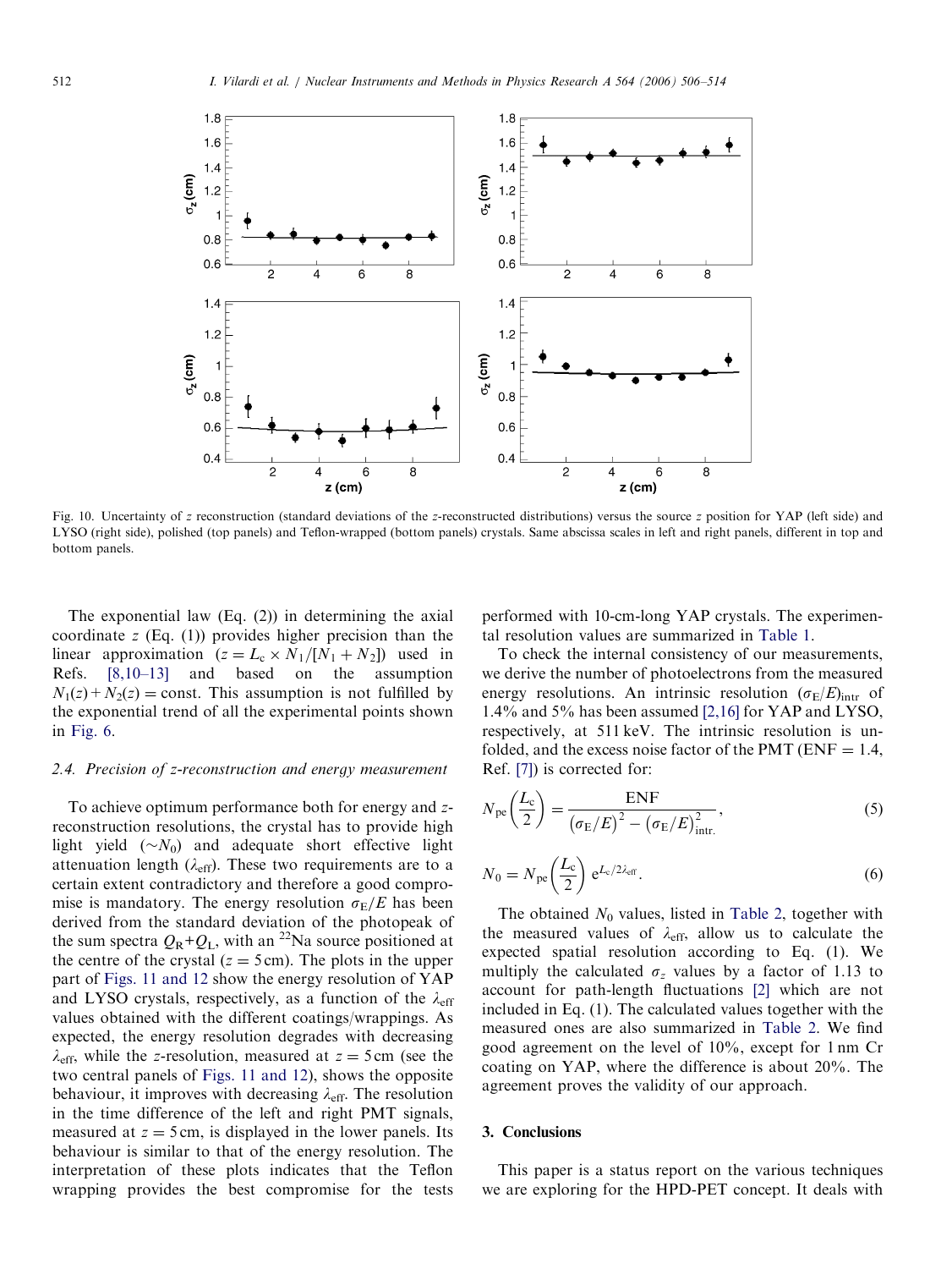Fig. 10. Uncertainty of $z$ reconstruction (standard deviations of the $z$-reconstructed distributions) versus the source $z$ position for YAP (left side) and LYSO (right side), polished (top panels) and Teflon-wrapped (bottom panels) crystals. Same abscissa scales in left and right panels, different in top and bottom panels.

The exponential law (Eq. (2)) in determining the axial coordinate $z$ (Eq. (1)) provides higher precision than the linear approximation ($z = L_c \times N_1/[N_1 + N_2]$) used in Refs. [8,10–13] and based on the assumption $N_1(z) + N_2(z) = \text{const}$. This assumption is not fulfilled by the exponential trend of all the experimental points shown in Fig. 6.

### 2.4. Precision of z-reconstruction and energy measurement

To achieve optimum performance both for energy and $z$-reconstruction resolutions, the crystal has to provide high light yield ($\sim N_0$) and adequate short effective light attenuation length ($\lambda_{\text{eff}}$). These two requirements are to a certain extent contradictory and therefore a good compromise is mandatory. The energy resolution $\sigma_E/E$ has been derived from the standard deviation of the photopeak of the sum spectra $Q_R$+$Q_L$, with an $^{22}$Na source positioned at the centre of the crystal ($z = 5$ cm). The plots in the upper part of Figs. 11 and 12 show the energy resolution of YAP and LYSO crystals, respectively, as a function of the $\lambda_{\text{eff}}$ values obtained with the different coatings/wrappings. As expected, the energy resolution degrades with decreasing $\lambda_{\text{eff}}$, while the $z$-resolution, measured at $z = 5$ cm (see the two central panels of Figs. 11 and 12), shows the opposite behaviour, it improves with decreasing $\lambda_{\text{eff}}$. The resolution in the time difference of the left and right PMT signals, measured at $z = 5$ cm, is displayed in the lower panels. Its behaviour is similar to that of the energy resolution. The interpretation of these plots indicates that the Teflon wrapping provides the best compromise for the tests performed with 10-cm-long YAP crystals. The experimental resolution values are summarized in Table 1.

To check the internal consistency of our measurements, we derive the number of photoelectrons from the measured energy resolutions. An intrinsic resolution $(\sigma_E/E)_{\text{intr}}$ of 1.4% and 5% has been assumed [2,16] for YAP and LYSO, respectively, at 511 keV. The intrinsic resolution is unfolded, and the excess noise factor of the PMT (ENF = 1.4, Ref. [7]) is corrected for:

$$N_{\text{pe}}\left(\frac{L_c}{2}\right) = \frac{\text{ENF}}{\left(\sigma_E/E\right)^2 - \left(\sigma_E/E\right)^2_{\text{intr.}}}, \tag{5}$$

$$N_0 = N_{\text{pe}}\left(\frac{L_c}{2}\right) e^{L_c/2\lambda_{\text{eff}}}. \tag{6}$$

The obtained $N_0$ values, listed in Table 2, together with the measured values of $\lambda_{\text{eff}}$, allow us to calculate the expected spatial resolution according to Eq. (1). We multiply the calculated $\sigma_z$ values by a factor of 1.13 to account for path-length fluctuations [2] which are not included in Eq. (1). The calculated values together with the measured ones are also summarized in Table 2. We find good agreement on the level of 10%, except for 1 nm Cr coating on YAP, where the difference is about 20%. The agreement proves the validity of our approach.

## 3. Conclusions

This paper is a status report on the various techniques we are exploring for the HPD-PET concept. It deals with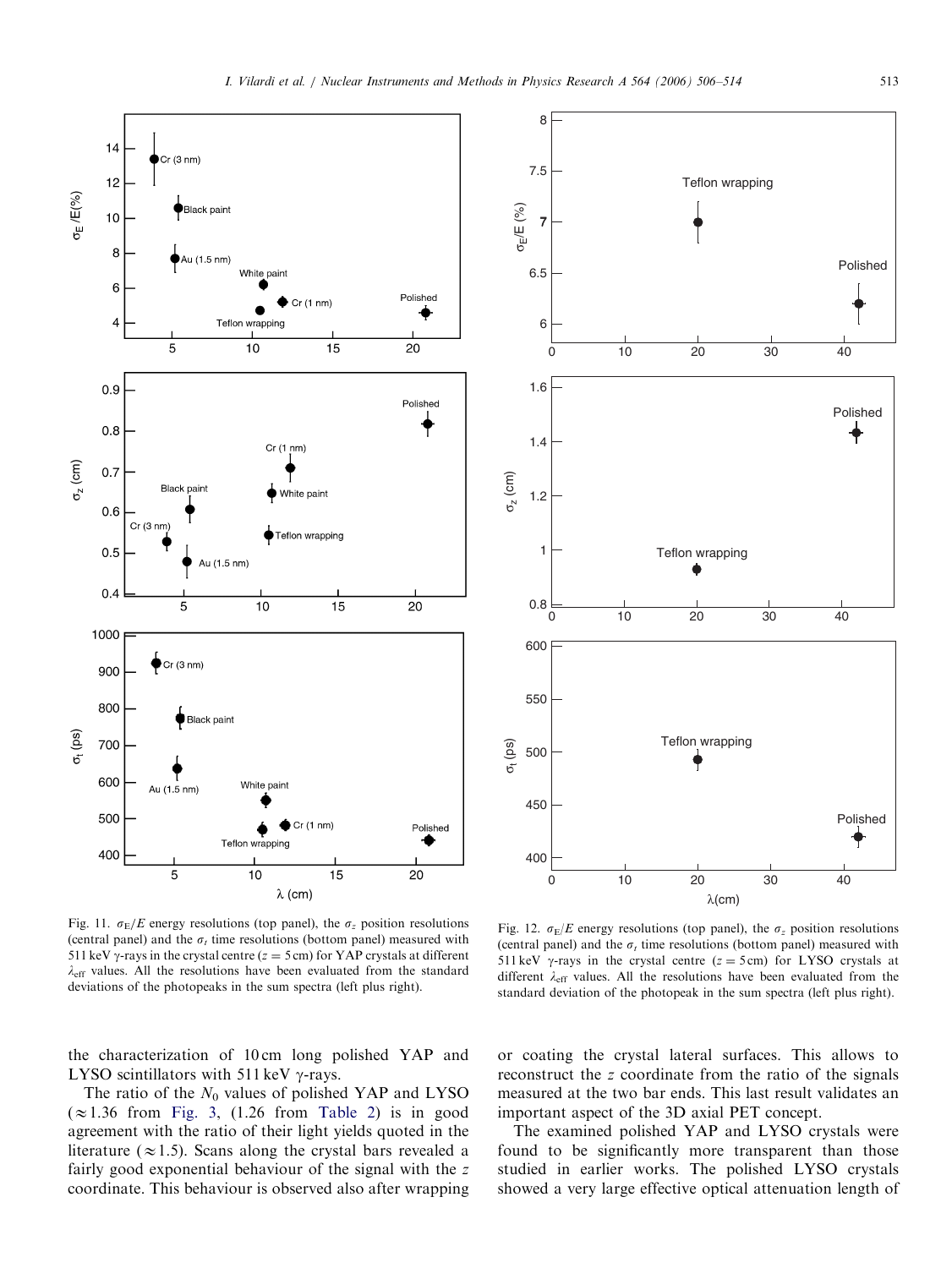Fig. 11. $\sigma_E/E$ energy resolutions (top panel), the $\sigma_z$ position resolutions (central panel) and the $\sigma_t$ time resolutions (bottom panel) measured with 511 keV γ-rays in the crystal centre ($z = 5$ cm) for YAP crystals at different $\lambda_{\text{eff}}$ values. All the resolutions have been evaluated from the standard deviations of the photopeaks in the sum spectra (left plus right).

Fig. 12. $\sigma_E/E$ energy resolutions (top panel), the $\sigma_z$ position resolutions (central panel) and the $\sigma_t$ time resolutions (bottom panel) measured with 511 keV γ-rays in the crystal centre ($z = 5$ cm) for LYSO crystals at different $\lambda_{\text{eff}}$ values. All the resolutions have been evaluated from the standard deviation of the photopeak in the sum spectra (left plus right).

the characterization of 10 cm long polished YAP and LYSO scintillators with 511 keV γ-rays.

The ratio of the $N_0$ values of polished YAP and LYSO ($\approx 1.36$ from Fig. 3, (1.26 from Table 2) is in good agreement with the ratio of their light yields quoted in the literature ($\approx 1.5$). Scans along the crystal bars revealed a fairly good exponential behaviour of the signal with the $z$ coordinate. This behaviour is observed also after wrapping or coating the crystal lateral surfaces. This allows to reconstruct the $z$ coordinate from the ratio of the signals measured at the two bar ends. This last result validates an important aspect of the 3D axial PET concept.

The examined polished YAP and LYSO crystals were found to be significantly more transparent than those studied in earlier works. The polished LYSO crystals showed a very large effective optical attenuation length of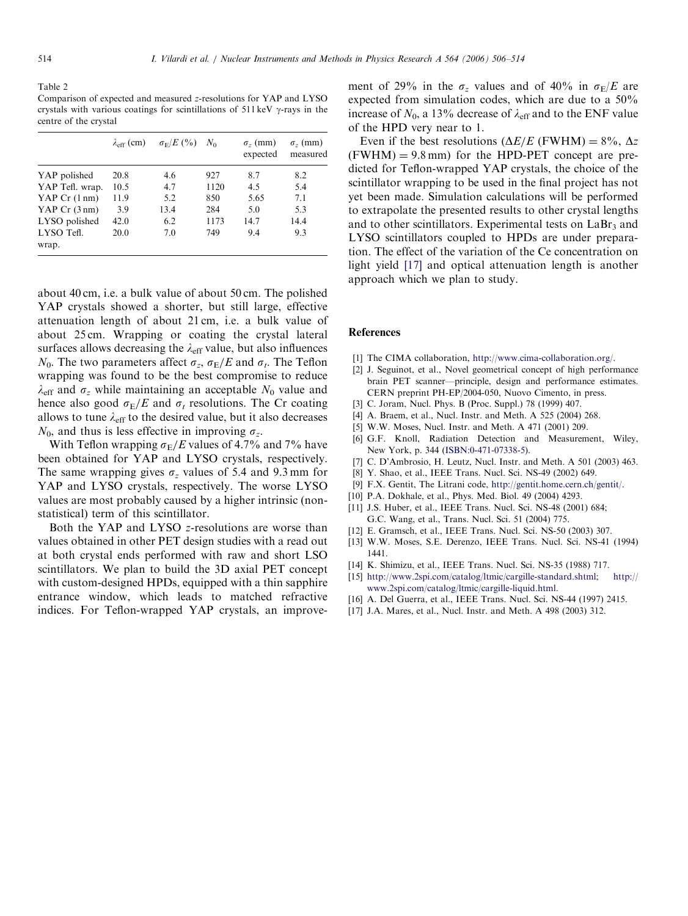Table 2
Comparison of expected and measured z-resolutions for YAP and LYSO crystals with various coatings for scintillations of 511 keV γ-rays in the centre of the crystal

| | $\lambda_{eff}$ (cm) | $\sigma_E/E$ (%) | $N_0$ | $\sigma_z$ (mm) expected | $\sigma_z$ (mm) measured |
|---|---|---|---|---|---|
| YAP polished | 20.8 | 4.6 | 927 | 8.7 | 8.2 |
| YAP Tefl. wrap. | 10.5 | 4.7 | 1120 | 4.5 | 5.4 |
| YAP Cr (1 nm) | 11.9 | 5.2 | 850 | 5.65 | 7.1 |
| YAP Cr (3 nm) | 3.9 | 13.4 | 284 | 5.0 | 5.3 |
| LYSO polished | 42.0 | 6.2 | 1173 | 14.7 | 14.4 |
| LYSO Tefl. wrap. | 20.0 | 7.0 | 749 | 9.4 | 9.3 |

about 40 cm, i.e. a bulk value of about 50 cm. The polished YAP crystals showed a shorter, but still large, effective attenuation length of about 21 cm, i.e. a bulk value of about 25 cm. Wrapping or coating the crystal lateral surfaces allows decreasing the $\lambda_{eff}$ value, but also influences $N_0$. The two parameters affect $\sigma_z$, $\sigma_E/E$ and $\sigma_t$. The Teflon wrapping was found to be the best compromise to reduce $\lambda_{eff}$ and $\sigma_z$ while maintaining an acceptable $N_0$ value and hence also good $\sigma_E/E$ and $\sigma_t$ resolutions. The Cr coating allows to tune $\lambda_{eff}$ to the desired value, but it also decreases $N_0$, and thus is less effective in improving $\sigma_z$.

With Teflon wrapping $\sigma_E/E$ values of 4.7% and 7% have been obtained for YAP and LYSO crystals, respectively. The same wrapping gives $\sigma_z$ values of 5.4 and 9.3 mm for YAP and LYSO crystals, respectively. The worse LYSO values are most probably caused by a higher intrinsic (non-statistical) term of this scintillator.

Both the YAP and LYSO z-resolutions are worse than values obtained in other PET design studies with a read out at both crystal ends performed with raw and short LSO scintillators. We plan to build the 3D axial PET concept with custom-designed HPDs, equipped with a thin sapphire entrance window, which leads to matched refractive indices. For Teflon-wrapped YAP crystals, an improvement of 29% in the $\sigma_z$ values and of 40% in $\sigma_E/E$ are expected from simulation codes, which are due to a 50% increase of $N_0$, a 13% decrease of $\lambda_{eff}$ and to the ENF value of the HPD very near to 1.

Even if the best resolutions ($\Delta E/E$ (FWHM) = 8%, $\Delta z$ (FWHM) = 9.8 mm) for the HPD-PET concept are predicted for Teflon-wrapped YAP crystals, the choice of the scintillator wrapping to be used in the final project has not yet been made. Simulation calculations will be performed to extrapolate the presented results to other crystal lengths and to other scintillators. Experimental tests on $LaBr_3$ and LYSO scintillators coupled to HPDs are under preparation. The effect of the variation of the Ce concentration on light yield [17] and optical attenuation length is another approach which we plan to study.

## References

[1] The CIMA collaboration, http://www.cima-collaboration.org/.
[2] J. Seguinot, et al., Novel geometrical concept of high performance brain PET scanner—principle, design and performance estimates. CERN preprint PH-EP/2004-050, Nuovo Cimento, in press.
[3] C. Joram, Nucl. Phys. B (Proc. Suppl.) 78 (1999) 407.
[4] A. Braem, et al., Nucl. Instr. and Meth. A 525 (2004) 268.
[5] W.W. Moses, Nucl. Instr. and Meth. A 471 (2001) 209.
[6] G.F. Knoll, Radiation Detection and Measurement, Wiley, New York, p. 344 (ISBN:0-471-07338-5).
[7] C. D'Ambrosio, H. Leutz, Nucl. Instr. and Meth. A 501 (2003) 463.
[8] Y. Shao, et al., IEEE Trans. Nucl. Sci. NS-49 (2002) 649.
[9] F.X. Gentit, The Litrani code, http://gentit.home.cern.ch/gentit/.
[10] P.A. Dokhale, et al., Phys. Med. Biol. 49 (2004) 4293.
[11] J.S. Huber, et al., IEEE Trans. Nucl. Sci. NS-48 (2001) 684; G.C. Wang, et al., Trans. Nucl. Sci. 51 (2004) 775.
[12] E. Gramsch, et al., IEEE Trans. Nucl. Sci. NS-50 (2003) 307.
[13] W.W. Moses, S.E. Derenzo, IEEE Trans. Nucl. Sci. NS-41 (1994) 1441.
[14] K. Shimizu, et al., IEEE Trans. Nucl. Sci. NS-35 (1988) 717.
[15] http://www.2spi.com/catalog/ltmic/cargille-standard.shtml; http://www.2spi.com/catalog/ltmic/cargille-liquid.html.
[16] A. Del Guerra, et al., IEEE Trans. Nucl. Sci. NS-44 (1997) 2415.
[17] J.A. Mares, et al., Nucl. Instr. and Meth. A 498 (2003) 312.